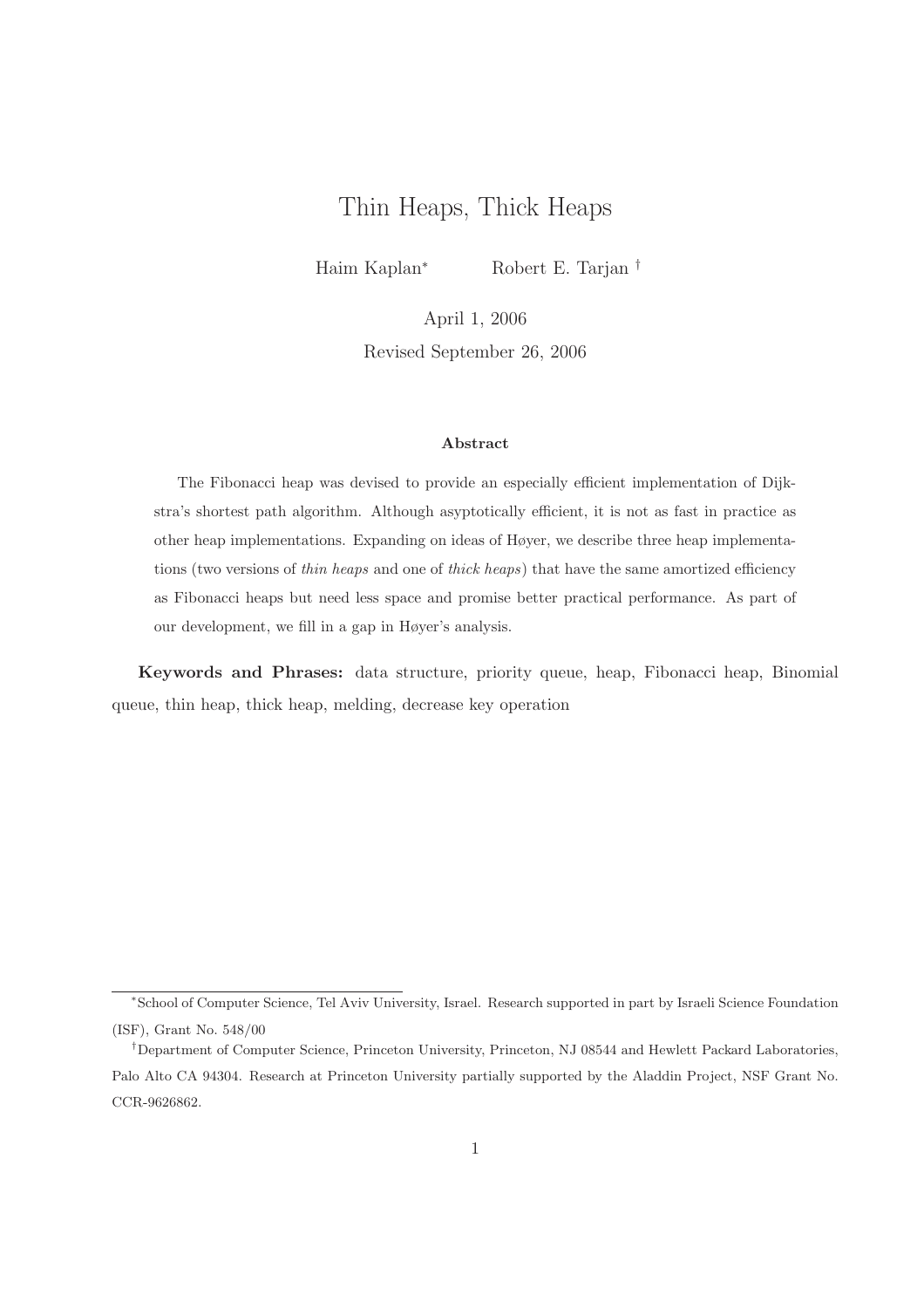# Thin Heaps, Thick Heaps

Haim Kaplan* Robert E. Tarjan †

April 1, 2006

Revised September 26, 2006

### Abstract

The Fibonacci heap was devised to provide an especially efficient implementation of Dijkstra's shortest path algorithm. Although asyptotically efficient, it is not as fast in practice as other heap implementations. Expanding on ideas of Høyer, we describe three heap implementations (two versions of *thin heaps* and one of *thick heaps*) that have the same amortized efficiency as Fibonacci heaps but need less space and promise better practical performance. As part of our development, we fill in a gap in Høyer's analysis.

**Keywords and Phrases:** data structure, priority queue, heap, Fibonacci heap, Binomial queue, thin heap, thick heap, melding, decrease key operation

---

*School of Computer Science, Tel Aviv University, Israel. Research supported in part by Israeli Science Foundation (ISF), Grant No. 548/00

†Department of Computer Science, Princeton University, Princeton, NJ 08544 and Hewlett Packard Laboratories, Palo Alto CA 94304. Research at Princeton University partially supported by the Aladdin Project, NSF Grant No. CCR-9626862.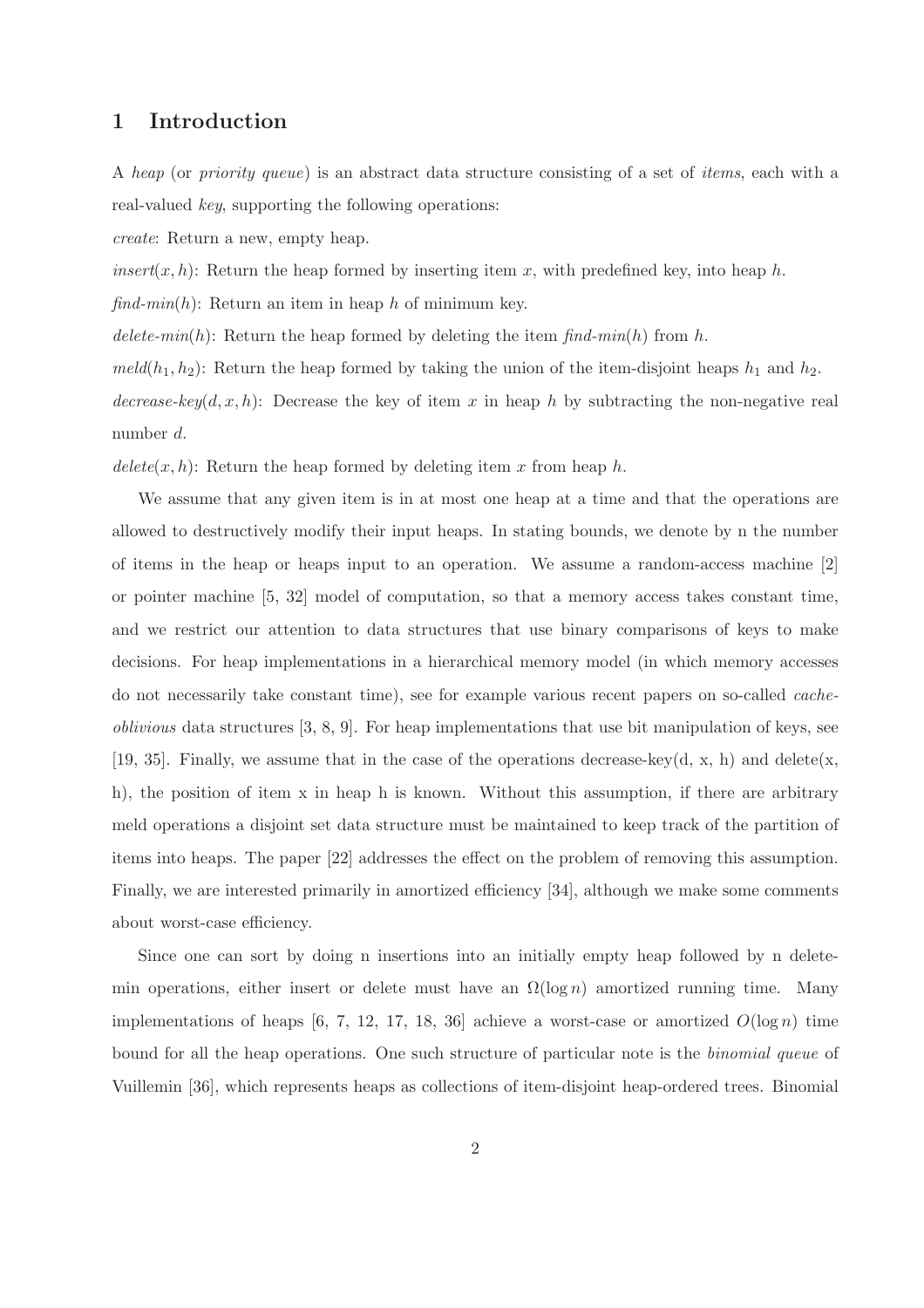# 1 Introduction

A *heap* (or *priority queue*) is an abstract data structure consisting of a set of *items*, each with a real-valued *key*, supporting the following operations:

*create*: Return a new, empty heap.

*insert*$(x, h)$: Return the heap formed by inserting item $x$, with predefined key, into heap $h$.

*find-min*$(h)$: Return an item in heap $h$ of minimum key.

*delete-min*$(h)$: Return the heap formed by deleting the item *find-min*$(h)$ from $h$.

*meld*$(h_1, h_2)$: Return the heap formed by taking the union of the item-disjoint heaps $h_1$ and $h_2$.

*decrease-key*$(d, x, h)$: Decrease the key of item $x$ in heap $h$ by subtracting the non-negative real number $d$.

*delete*$(x, h)$: Return the heap formed by deleting item $x$ from heap $h$.

We assume that any given item is in at most one heap at a time and that the operations are allowed to destructively modify their input heaps. In stating bounds, we denote by n the number of items in the heap or heaps input to an operation. We assume a random-access machine [2] or pointer machine [5, 32] model of computation, so that a memory access takes constant time, and we restrict our attention to data structures that use binary comparisons of keys to make decisions. For heap implementations in a hierarchical memory model (in which memory accesses do not necessarily take constant time), see for example various recent papers on so-called *cache-oblivious* data structures [3, 8, 9]. For heap implementations that use bit manipulation of keys, see [19, 35]. Finally, we assume that in the case of the operations decrease-key(d, x, h) and delete(x, h), the position of item x in heap h is known. Without this assumption, if there are arbitrary meld operations a disjoint set data structure must be maintained to keep track of the partition of items into heaps. The paper [22] addresses the effect on the problem of removing this assumption. Finally, we are interested primarily in amortized efficiency [34], although we make some comments about worst-case efficiency.

Since one can sort by doing n insertions into an initially empty heap followed by n delete-min operations, either insert or delete must have an $\Omega(\log n)$ amortized running time. Many implementations of heaps [6, 7, 12, 17, 18, 36] achieve a worst-case or amortized $O(\log n)$ time bound for all the heap operations. One such structure of particular note is the *binomial queue* of Vuillemin [36], which represents heaps as collections of item-disjoint heap-ordered trees. Binomial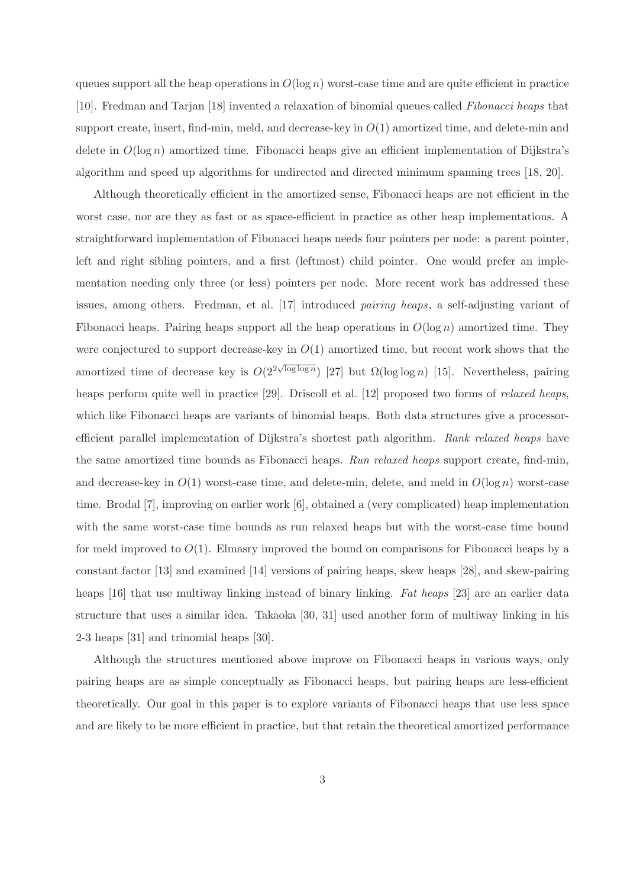queues support all the heap operations in $O(\log n)$ worst-case time and are quite efficient in practice [10]. Fredman and Tarjan [18] invented a relaxation of binomial queues called *Fibonacci heaps* that support create, insert, find-min, meld, and decrease-key in $O(1)$ amortized time, and delete-min and delete in $O(\log n)$ amortized time. Fibonacci heaps give an efficient implementation of Dijkstra's algorithm and speed up algorithms for undirected and directed minimum spanning trees [18, 20].

Although theoretically efficient in the amortized sense, Fibonacci heaps are not efficient in the worst case, nor are they as fast or as space-efficient in practice as other heap implementations. A straightforward implementation of Fibonacci heaps needs four pointers per node: a parent pointer, left and right sibling pointers, and a first (leftmost) child pointer. One would prefer an implementation needing only three (or less) pointers per node. More recent work has addressed these issues, among others. Fredman, et al. [17] introduced *pairing heaps*, a self-adjusting variant of Fibonacci heaps. Pairing heaps support all the heap operations in $O(\log n)$ amortized time. They were conjectured to support decrease-key in $O(1)$ amortized time, but recent work shows that the amortized time of decrease key is $O(2^{2\sqrt{\log \log n}})$ [27] but $\Omega(\log \log n)$ [15]. Nevertheless, pairing heaps perform quite well in practice [29]. Driscoll et al. [12] proposed two forms of *relaxed heaps*, which like Fibonacci heaps are variants of binomial heaps. Both data structures give a processor-efficient parallel implementation of Dijkstra's shortest path algorithm. *Rank relaxed heaps* have the same amortized time bounds as Fibonacci heaps. *Run relaxed heaps* support create, find-min, and decrease-key in $O(1)$ worst-case time, and delete-min, delete, and meld in $O(\log n)$ worst-case time. Brodal [7], improving on earlier work [6], obtained a (very complicated) heap implementation with the same worst-case time bounds as run relaxed heaps but with the worst-case time bound for meld improved to $O(1)$. Elmasry improved the bound on comparisons for Fibonacci heaps by a constant factor [13] and examined [14] versions of pairing heaps, skew heaps [28], and skew-pairing heaps [16] that use multiway linking instead of binary linking. *Fat heaps* [23] are an earlier data structure that uses a similar idea. Takaoka [30, 31] used another form of multiway linking in his 2-3 heaps [31] and trinomial heaps [30].

Although the structures mentioned above improve on Fibonacci heaps in various ways, only pairing heaps are as simple conceptually as Fibonacci heaps, but pairing heaps are less-efficient theoretically. Our goal in this paper is to explore variants of Fibonacci heaps that use less space and are likely to be more efficient in practice, but that retain the theoretical amortized performance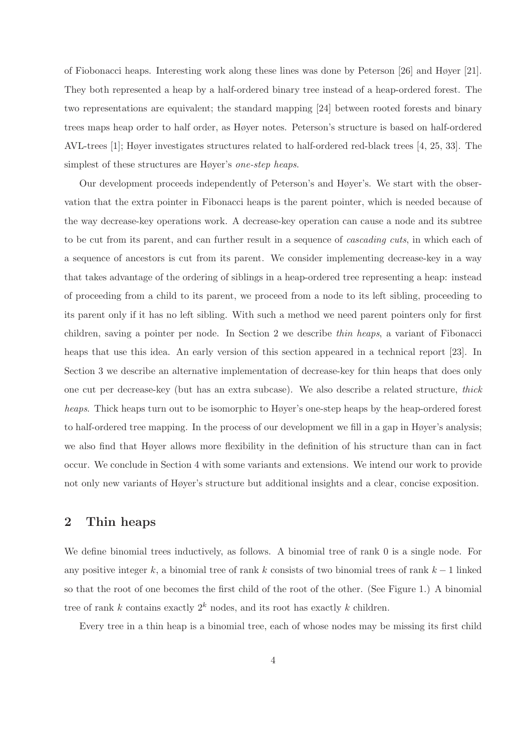of Fiobonacci heaps. Interesting work along these lines was done by Peterson [26] and Høyer [21]. They both represented a heap by a half-ordered binary tree instead of a heap-ordered forest. The two representations are equivalent; the standard mapping [24] between rooted forests and binary trees maps heap order to half order, as Høyer notes. Peterson's structure is based on half-ordered AVL-trees [1]; Høyer investigates structures related to half-ordered red-black trees [4, 25, 33]. The simplest of these structures are Høyer's *one-step heaps*.

Our development proceeds independently of Peterson's and Høyer's. We start with the observation that the extra pointer in Fibonacci heaps is the parent pointer, which is needed because of the way decrease-key operations work. A decrease-key operation can cause a node and its subtree to be cut from its parent, and can further result in a sequence of *cascading cuts*, in which each of a sequence of ancestors is cut from its parent. We consider implementing decrease-key in a way that takes advantage of the ordering of siblings in a heap-ordered tree representing a heap: instead of proceeding from a child to its parent, we proceed from a node to its left sibling, proceeding to its parent only if it has no left sibling. With such a method we need parent pointers only for first children, saving a pointer per node. In Section 2 we describe *thin heaps*, a variant of Fibonacci heaps that use this idea. An early version of this section appeared in a technical report [23]. In Section 3 we describe an alternative implementation of decrease-key for thin heaps that does only one cut per decrease-key (but has an extra subcase). We also describe a related structure, *thick heaps*. Thick heaps turn out to be isomorphic to Høyer's one-step heaps by the heap-ordered forest to half-ordered tree mapping. In the process of our development we fill in a gap in Høyer's analysis; we also find that Høyer allows more flexibility in the definition of his structure than can in fact occur. We conclude in Section 4 with some variants and extensions. We intend our work to provide not only new variants of Høyer's structure but additional insights and a clear, concise exposition.

## 2 Thin heaps

We define binomial trees inductively, as follows. A binomial tree of rank 0 is a single node. For any positive integer $k$, a binomial tree of rank $k$ consists of two binomial trees of rank $k-1$ linked so that the root of one becomes the first child of the root of the other. (See Figure 1.) A binomial tree of rank $k$ contains exactly $2^k$ nodes, and its root has exactly $k$ children.

Every tree in a thin heap is a binomial tree, each of whose nodes may be missing its first child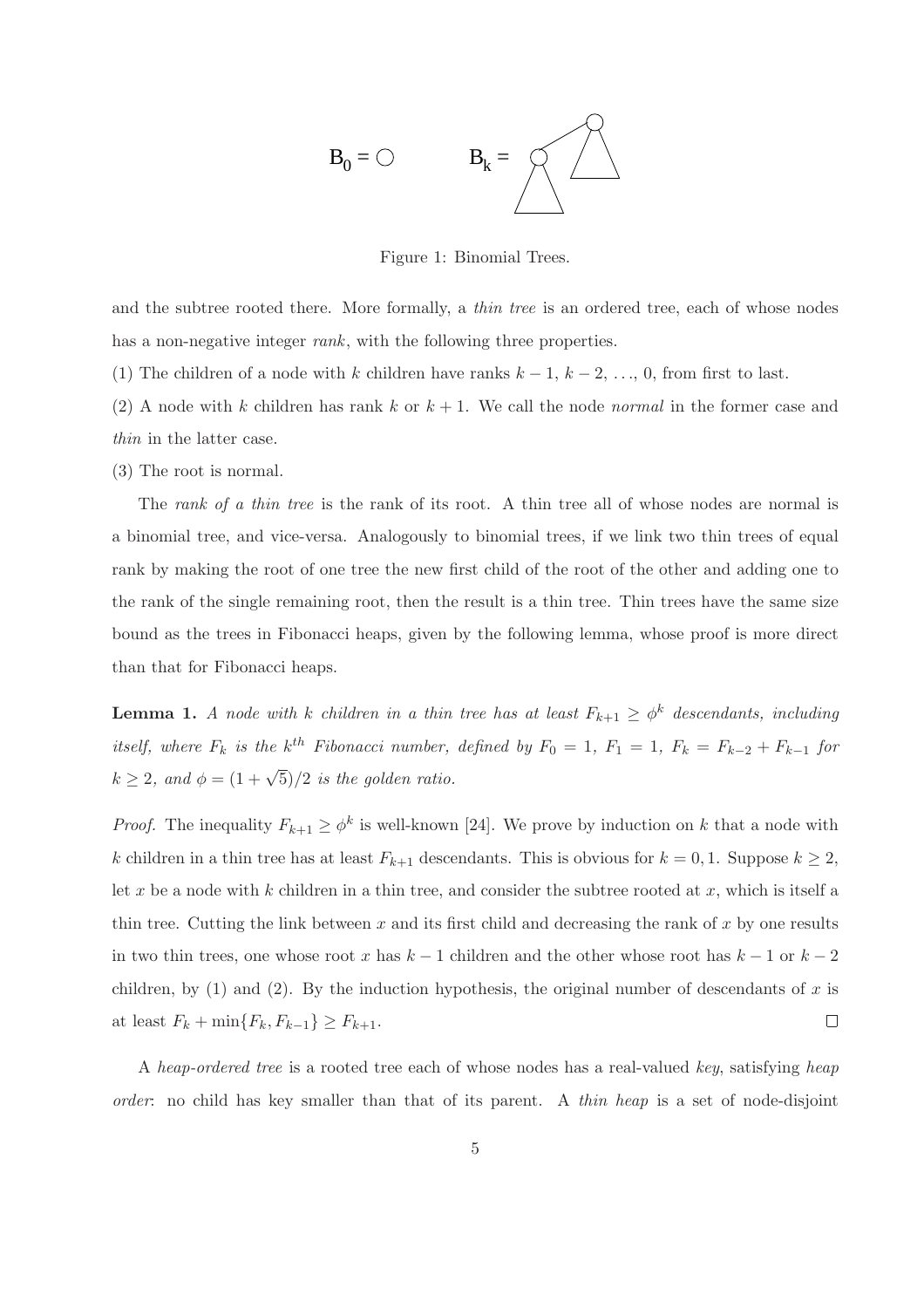$B_0 =$ ○ $B_k =$

Figure 1: Binomial Trees.

and the subtree rooted there. More formally, a *thin tree* is an ordered tree, each of whose nodes has a non-negative integer *rank*, with the following three properties.

(1) The children of a node with $k$ children have ranks $k-1$, $k-2$, ..., 0, from first to last.

(2) A node with $k$ children has rank $k$ or $k+1$. We call the node *normal* in the former case and *thin* in the latter case.

(3) The root is normal.

The *rank of a thin tree* is the rank of its root. A thin tree all of whose nodes are normal is a binomial tree, and vice-versa. Analogously to binomial trees, if we link two thin trees of equal rank by making the root of one tree the new first child of the root of the other and adding one to the rank of the single remaining root, then the result is a thin tree. Thin trees have the same size bound as the trees in Fibonacci heaps, given by the following lemma, whose proof is more direct than that for Fibonacci heaps.

**Lemma 1.** *A node with $k$ children in a thin tree has at least $F_{k+1} \geq \phi^k$ descendants, including itself, where $F_k$ is the $k^{th}$ Fibonacci number, defined by $F_0 = 1$, $F_1 = 1$, $F_k = F_{k-2} + F_{k-1}$ for $k \geq 2$, and $\phi = (1+\sqrt{5})/2$ is the golden ratio.*

*Proof.* The inequality $F_{k+1} \geq \phi^k$ is well-known [24]. We prove by induction on $k$ that a node with $k$ children in a thin tree has at least $F_{k+1}$ descendants. This is obvious for $k = 0, 1$. Suppose $k \geq 2$, let $x$ be a node with $k$ children in a thin tree, and consider the subtree rooted at $x$, which is itself a thin tree. Cutting the link between $x$ and its first child and decreasing the rank of $x$ by one results in two thin trees, one whose root $x$ has $k-1$ children and the other whose root has $k-1$ or $k-2$ children, by (1) and (2). By the induction hypothesis, the original number of descendants of $x$ is at least $F_k + \min\{F_k, F_{k-1}\} \geq F_{k+1}$. □

A *heap-ordered tree* is a rooted tree each of whose nodes has a real-valued *key*, satisfying *heap order*: no child has key smaller than that of its parent. A *thin heap* is a set of node-disjoint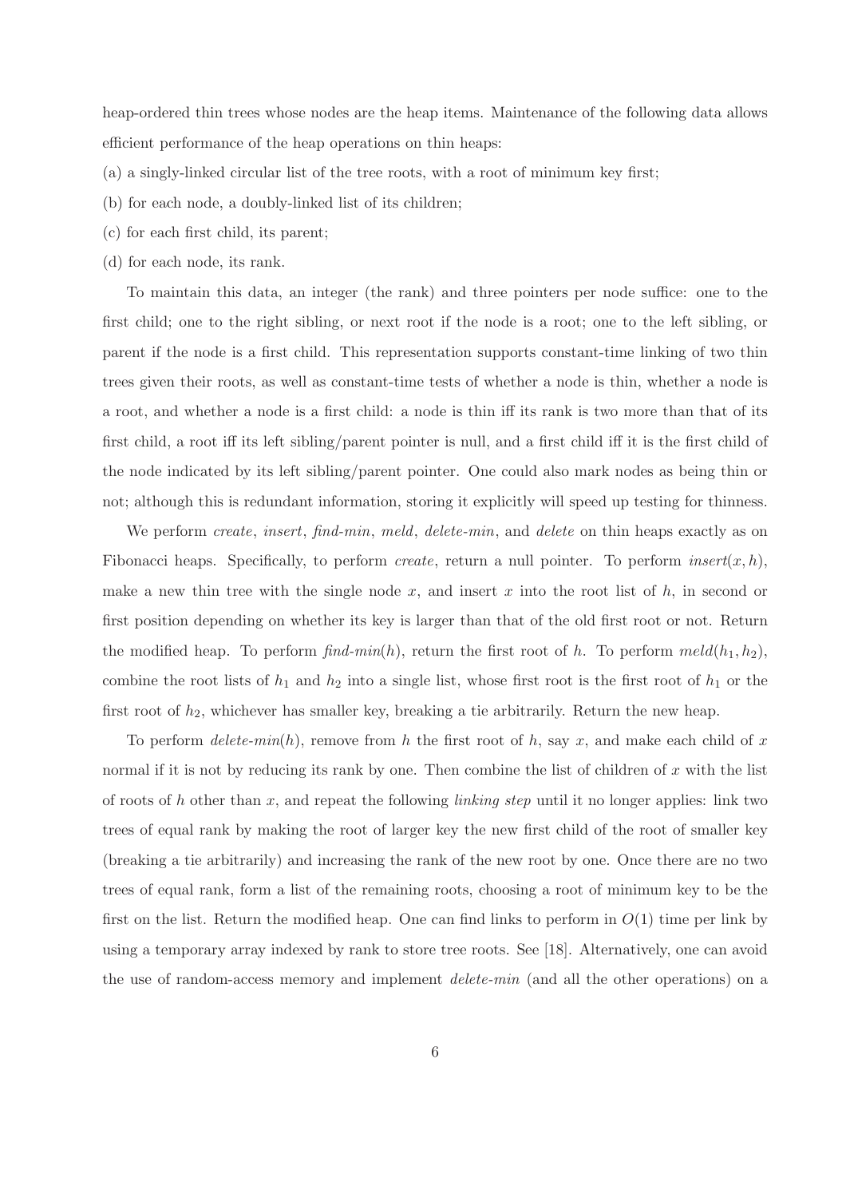heap-ordered thin trees whose nodes are the heap items. Maintenance of the following data allows efficient performance of the heap operations on thin heaps:

(a) a singly-linked circular list of the tree roots, with a root of minimum key first;

(b) for each node, a doubly-linked list of its children;

(c) for each first child, its parent;

(d) for each node, its rank.

To maintain this data, an integer (the rank) and three pointers per node suffice: one to the first child; one to the right sibling, or next root if the node is a root; one to the left sibling, or parent if the node is a first child. This representation supports constant-time linking of two thin trees given their roots, as well as constant-time tests of whether a node is thin, whether a node is a root, and whether a node is a first child: a node is thin iff its rank is two more than that of its first child, a root iff its left sibling/parent pointer is null, and a first child iff it is the first child of the node indicated by its left sibling/parent pointer. One could also mark nodes as being thin or not; although this is redundant information, storing it explicitly will speed up testing for thinness.

We perform *create*, *insert*, *find-min*, *meld*, *delete-min*, and *delete* on thin heaps exactly as on Fibonacci heaps. Specifically, to perform *create*, return a null pointer. To perform *insert*$(x, h)$, make a new thin tree with the single node $x$, and insert $x$ into the root list of $h$, in second or first position depending on whether its key is larger than that of the old first root or not. Return the modified heap. To perform *find-min*$(h)$, return the first root of $h$. To perform *meld*$(h_1, h_2)$, combine the root lists of $h_1$ and $h_2$ into a single list, whose first root is the first root of $h_1$ or the first root of $h_2$, whichever has smaller key, breaking a tie arbitrarily. Return the new heap.

To perform *delete-min*$(h)$, remove from $h$ the first root of $h$, say $x$, and make each child of $x$ normal if it is not by reducing its rank by one. Then combine the list of children of $x$ with the list of roots of $h$ other than $x$, and repeat the following *linking step* until it no longer applies: link two trees of equal rank by making the root of larger key the new first child of the root of smaller key (breaking a tie arbitrarily) and increasing the rank of the new root by one. Once there are no two trees of equal rank, form a list of the remaining roots, choosing a root of minimum key to be the first on the list. Return the modified heap. One can find links to perform in $O(1)$ time per link by using a temporary array indexed by rank to store tree roots. See [18]. Alternatively, one can avoid the use of random-access memory and implement *delete-min* (and all the other operations) on a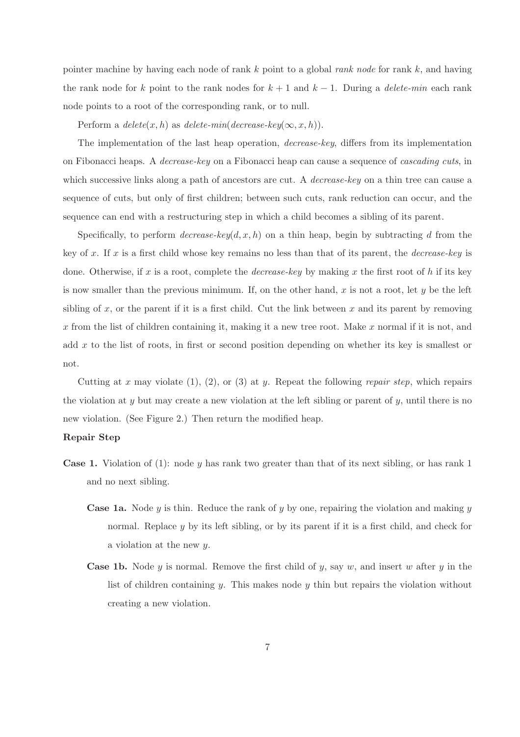pointer machine by having each node of rank $k$ point to a global *rank node* for rank $k$, and having the rank node for $k$ point to the rank nodes for $k+1$ and $k-1$. During a *delete-min* each rank node points to a root of the corresponding rank, or to null.

Perform a *delete*$(x, h)$ as *delete-min*(*decrease-key*$(\infty, x, h)$).

The implementation of the last heap operation, *decrease-key*, differs from its implementation on Fibonacci heaps. A *decrease-key* on a Fibonacci heap can cause a sequence of *cascading cuts*, in which successive links along a path of ancestors are cut. A *decrease-key* on a thin tree can cause a sequence of cuts, but only of first children; between such cuts, rank reduction can occur, and the sequence can end with a restructuring step in which a child becomes a sibling of its parent.

Specifically, to perform *decrease-key*$(d, x, h)$ on a thin heap, begin by subtracting $d$ from the key of $x$. If $x$ is a first child whose key remains no less than that of its parent, the *decrease-key* is done. Otherwise, if $x$ is a root, complete the *decrease-key* by making $x$ the first root of $h$ if its key is now smaller than the previous minimum. If, on the other hand, $x$ is not a root, let $y$ be the left sibling of $x$, or the parent if it is a first child. Cut the link between $x$ and its parent by removing $x$ from the list of children containing it, making it a new tree root. Make $x$ normal if it is not, and add $x$ to the list of roots, in first or second position depending on whether its key is smallest or not.

Cutting at $x$ may violate (1), (2), or (3) at $y$. Repeat the following *repair step*, which repairs the violation at $y$ but may create a new violation at the left sibling or parent of $y$, until there is no new violation. (See Figure 2.) Then return the modified heap.

**Repair Step**

**Case 1.** Violation of (1): node $y$ has rank two greater than that of its next sibling, or has rank 1 and no next sibling.

- **Case 1a.** Node $y$ is thin. Reduce the rank of $y$ by one, repairing the violation and making $y$ normal. Replace $y$ by its left sibling, or by its parent if it is a first child, and check for a violation at the new $y$.

- **Case 1b.** Node $y$ is normal. Remove the first child of $y$, say $w$, and insert $w$ after $y$ in the list of children containing $y$. This makes node $y$ thin but repairs the violation without creating a new violation.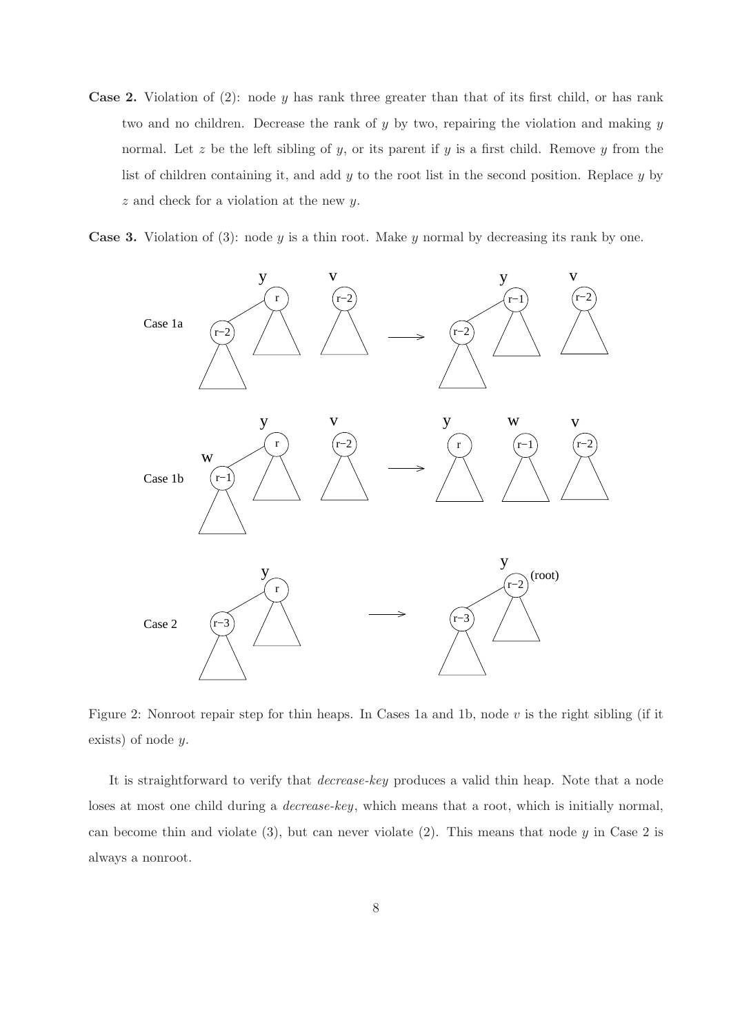**Case 2.** Violation of (2): node $y$ has rank three greater than that of its first child, or has rank two and no children. Decrease the rank of $y$ by two, repairing the violation and making $y$ normal. Let $z$ be the left sibling of $y$, or its parent if $y$ is a first child. Remove $y$ from the list of children containing it, and add $y$ to the root list in the second position. Replace $y$ by $z$ and check for a violation at the new $y$.

**Case 3.** Violation of (3): node $y$ is a thin root. Make $y$ normal by decreasing its rank by one.

Figure 2: Nonroot repair step for thin heaps. In Cases 1a and 1b, node $v$ is the right sibling (if it exists) of node $y$.

It is straightforward to verify that *decrease-key* produces a valid thin heap. Note that a node loses at most one child during a *decrease-key*, which means that a root, which is initially normal, can become thin and violate (3), but can never violate (2). This means that node $y$ in Case 2 is always a nonroot.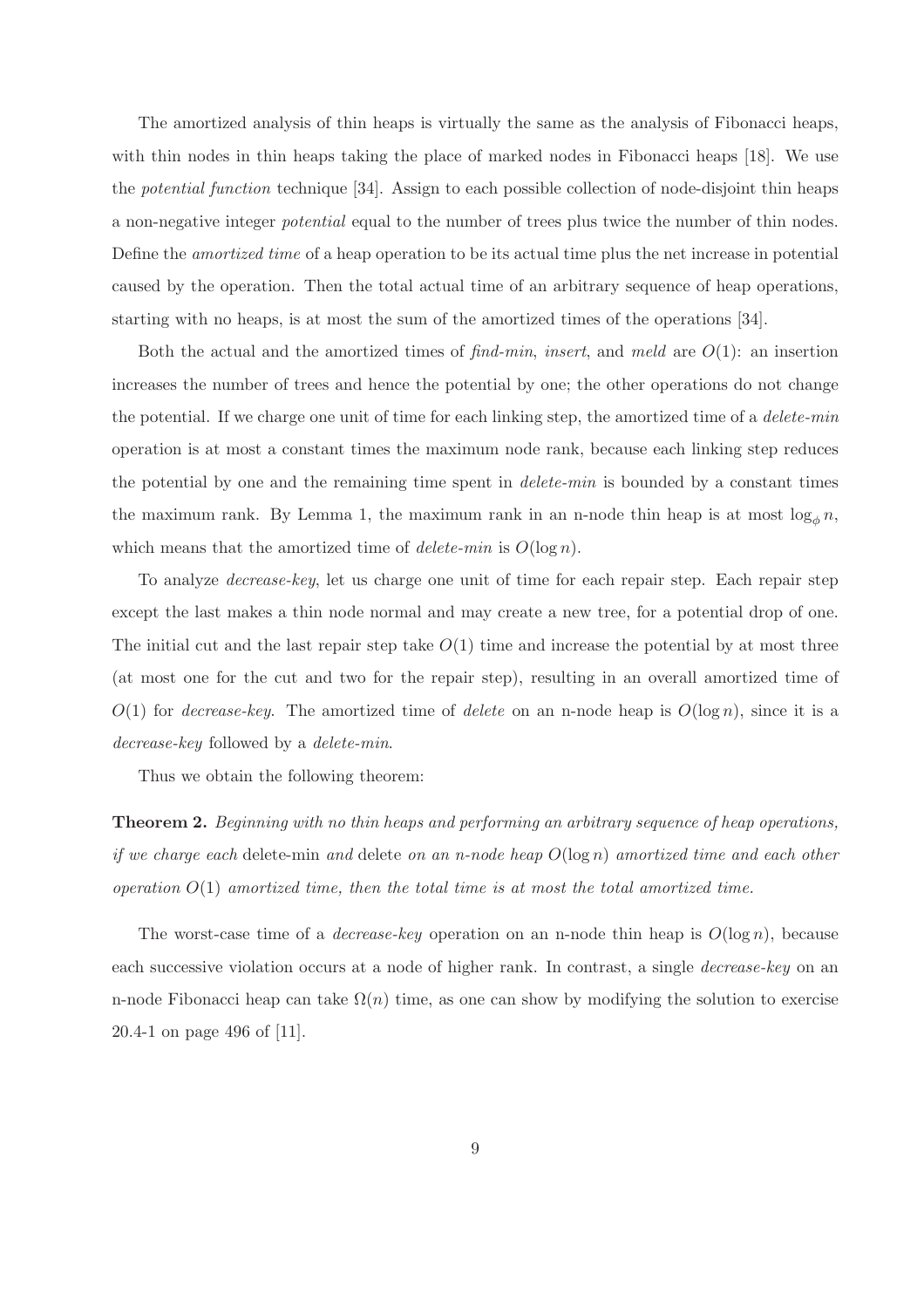The amortized analysis of thin heaps is virtually the same as the analysis of Fibonacci heaps, with thin nodes in thin heaps taking the place of marked nodes in Fibonacci heaps [18]. We use the *potential function* technique [34]. Assign to each possible collection of node-disjoint thin heaps a non-negative integer *potential* equal to the number of trees plus twice the number of thin nodes. Define the *amortized time* of a heap operation to be its actual time plus the net increase in potential caused by the operation. Then the total actual time of an arbitrary sequence of heap operations, starting with no heaps, is at most the sum of the amortized times of the operations [34].

Both the actual and the amortized times of *find-min*, *insert*, and *meld* are $O(1)$: an insertion increases the number of trees and hence the potential by one; the other operations do not change the potential. If we charge one unit of time for each linking step, the amortized time of a *delete-min* operation is at most a constant times the maximum node rank, because each linking step reduces the potential by one and the remaining time spent in *delete-min* is bounded by a constant times the maximum rank. By Lemma 1, the maximum rank in an n-node thin heap is at most $\log_\phi n$, which means that the amortized time of *delete-min* is $O(\log n)$.

To analyze *decrease-key*, let us charge one unit of time for each repair step. Each repair step except the last makes a thin node normal and may create a new tree, for a potential drop of one. The initial cut and the last repair step take $O(1)$ time and increase the potential by at most three (at most one for the cut and two for the repair step), resulting in an overall amortized time of $O(1)$ for *decrease-key*. The amortized time of *delete* on an n-node heap is $O(\log n)$, since it is a *decrease-key* followed by a *delete-min*.

Thus we obtain the following theorem:

**Theorem 2.** *Beginning with no thin heaps and performing an arbitrary sequence of heap operations, if we charge each* delete-min *and* delete *on an n-node heap $O(\log n)$ amortized time and each other operation $O(1)$ amortized time, then the total time is at most the total amortized time.*

The worst-case time of a *decrease-key* operation on an n-node thin heap is $O(\log n)$, because each successive violation occurs at a node of higher rank. In contrast, a single *decrease-key* on an n-node Fibonacci heap can take $\Omega(n)$ time, as one can show by modifying the solution to exercise 20.4-1 on page 496 of [11].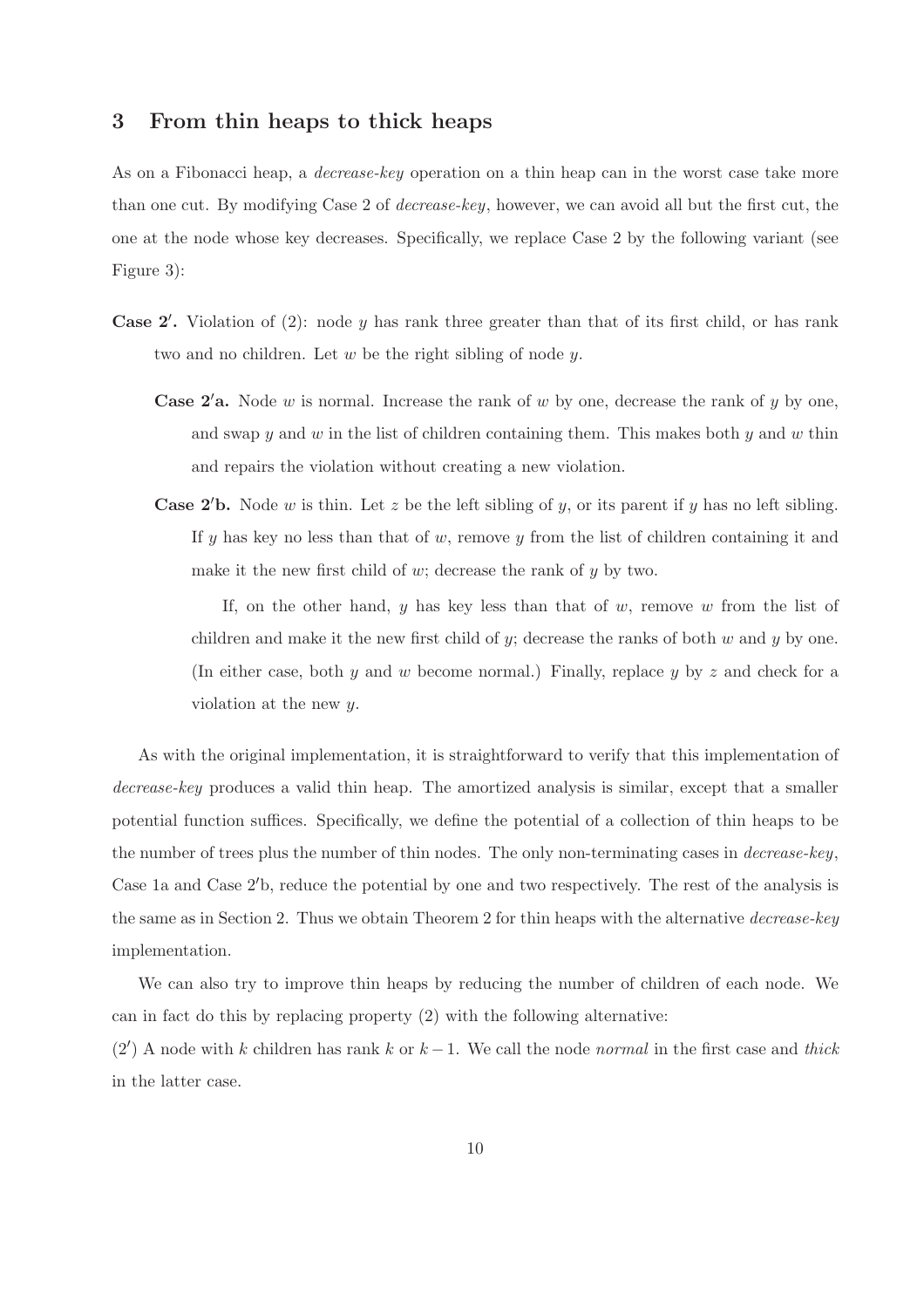## 3 From thin heaps to thick heaps

As on a Fibonacci heap, a *decrease-key* operation on a thin heap can in the worst case take more than one cut. By modifying Case 2 of *decrease-key*, however, we can avoid all but the first cut, the one at the node whose key decreases. Specifically, we replace Case 2 by the following variant (see Figure 3):

**Case 2′.** Violation of (2): node $y$ has rank three greater than that of its first child, or has rank two and no children. Let $w$ be the right sibling of node $y$.

- **Case 2′a.** Node $w$ is normal. Increase the rank of $w$ by one, decrease the rank of $y$ by one, and swap $y$ and $w$ in the list of children containing them. This makes both $y$ and $w$ thin and repairs the violation without creating a new violation.

- **Case 2′b.** Node $w$ is thin. Let $z$ be the left sibling of $y$, or its parent if $y$ has no left sibling. If $y$ has key no less than that of $w$, remove $y$ from the list of children containing it and make it the new first child of $w$; decrease the rank of $y$ by two.

  If, on the other hand, $y$ has key less than that of $w$, remove $w$ from the list of children and make it the new first child of $y$; decrease the ranks of both $w$ and $y$ by one. (In either case, both $y$ and $w$ become normal.) Finally, replace $y$ by $z$ and check for a violation at the new $y$.

As with the original implementation, it is straightforward to verify that this implementation of *decrease-key* produces a valid thin heap. The amortized analysis is similar, except that a smaller potential function suffices. Specifically, we define the potential of a collection of thin heaps to be the number of trees plus the number of thin nodes. The only non-terminating cases in *decrease-key*, Case 1a and Case 2′b, reduce the potential by one and two respectively. The rest of the analysis is the same as in Section 2. Thus we obtain Theorem 2 for thin heaps with the alternative *decrease-key* implementation.

We can also try to improve thin heaps by reducing the number of children of each node. We can in fact do this by replacing property (2) with the following alternative:

(2′) A node with $k$ children has rank $k$ or $k-1$. We call the node *normal* in the first case and *thick* in the latter case.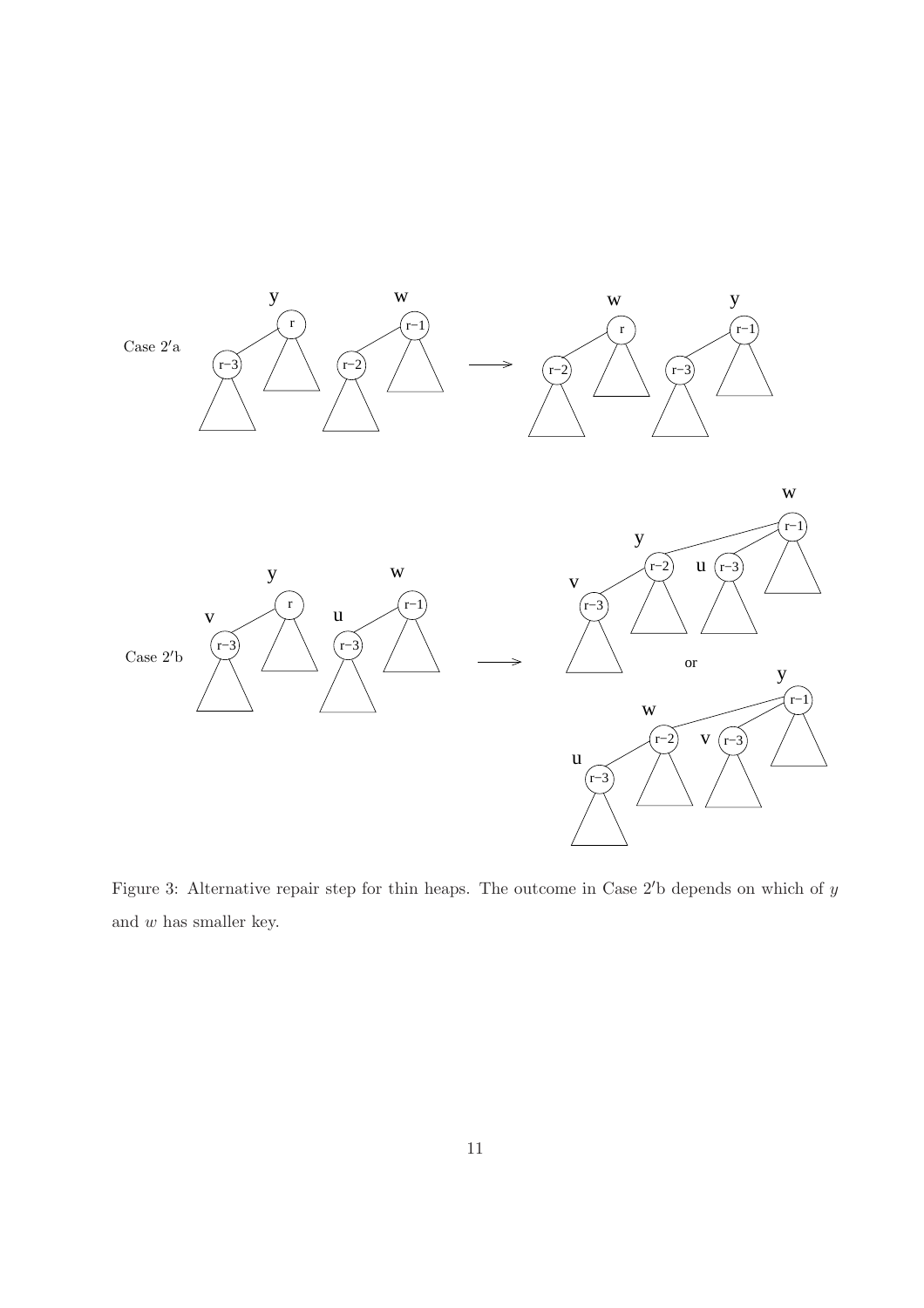Figure 3: Alternative repair step for thin heaps. The outcome in Case 2′b depends on which of $y$ and $w$ has smaller key.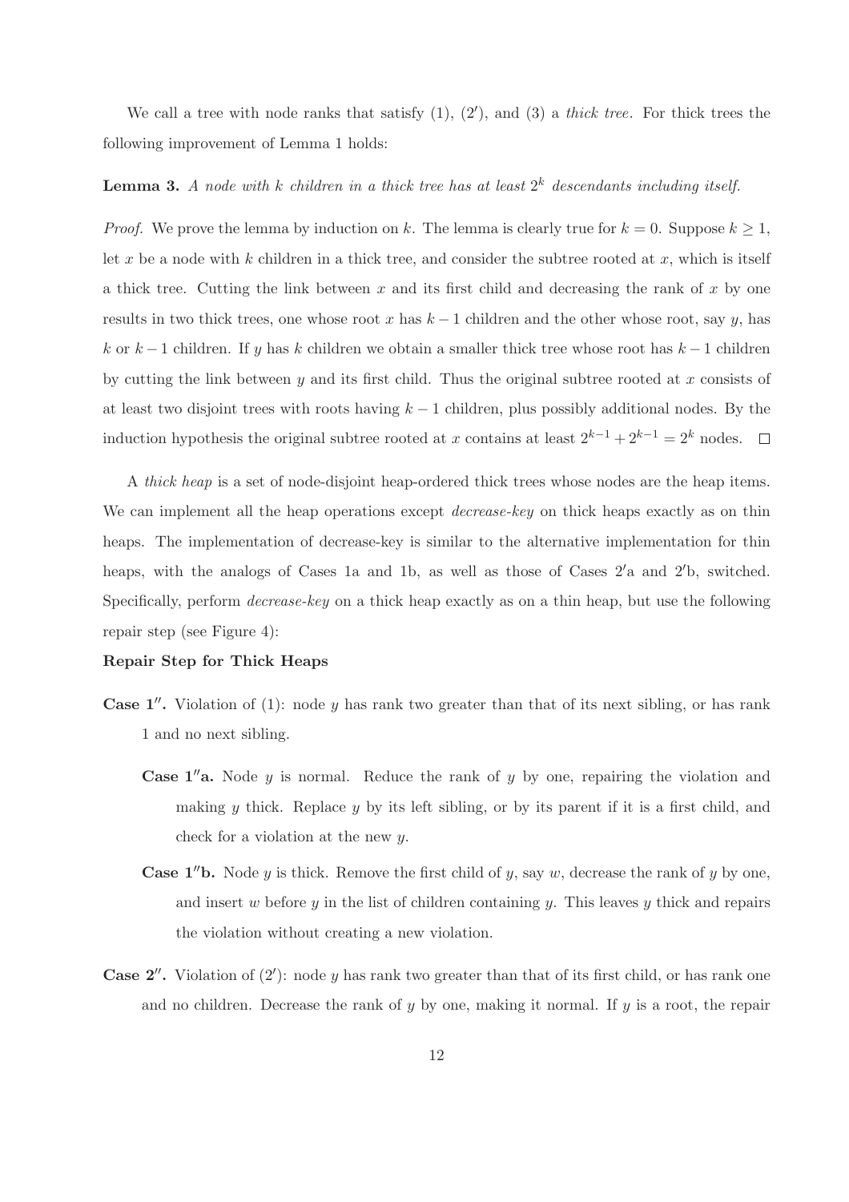We call a tree with node ranks that satisfy (1), (2′), and (3) a *thick tree*. For thick trees the following improvement of Lemma 1 holds:

**Lemma 3.** *A node with $k$ children in a thick tree has at least $2^k$ descendants including itself.*

*Proof.* We prove the lemma by induction on $k$. The lemma is clearly true for $k = 0$. Suppose $k \geq 1$, let $x$ be a node with $k$ children in a thick tree, and consider the subtree rooted at $x$, which is itself a thick tree. Cutting the link between $x$ and its first child and decreasing the rank of $x$ by one results in two thick trees, one whose root $x$ has $k-1$ children and the other whose root, say $y$, has $k$ or $k-1$ children. If $y$ has $k$ children we obtain a smaller thick tree whose root has $k-1$ children by cutting the link between $y$ and its first child. Thus the original subtree rooted at $x$ consists of at least two disjoint trees with roots having $k-1$ children, plus possibly additional nodes. By the induction hypothesis the original subtree rooted at $x$ contains at least $2^{k-1} + 2^{k-1} = 2^k$ nodes. $\square$

A *thick heap* is a set of node-disjoint heap-ordered thick trees whose nodes are the heap items. We can implement all the heap operations except *decrease-key* on thick heaps exactly as on thin heaps. The implementation of decrease-key is similar to the alternative implementation for thin heaps, with the analogs of Cases 1a and 1b, as well as those of Cases 2′a and 2′b, switched. Specifically, perform *decrease-key* on a thick heap exactly as on a thin heap, but use the following repair step (see Figure 4):

**Repair Step for Thick Heaps**

- **Case 1″.** Violation of (1): node $y$ has rank two greater than that of its next sibling, or has rank 1 and no next sibling.
  - **Case 1″a.** Node $y$ is normal. Reduce the rank of $y$ by one, repairing the violation and making $y$ thick. Replace $y$ by its left sibling, or by its parent if it is a first child, and check for a violation at the new $y$.
  - **Case 1″b.** Node $y$ is thick. Remove the first child of $y$, say $w$, decrease the rank of $y$ by one, and insert $w$ before $y$ in the list of children containing $y$. This leaves $y$ thick and repairs the violation without creating a new violation.
- **Case 2″.** Violation of (2′): node $y$ has rank two greater than that of its first child, or has rank one and no children. Decrease the rank of $y$ by one, making it normal. If $y$ is a root, the repair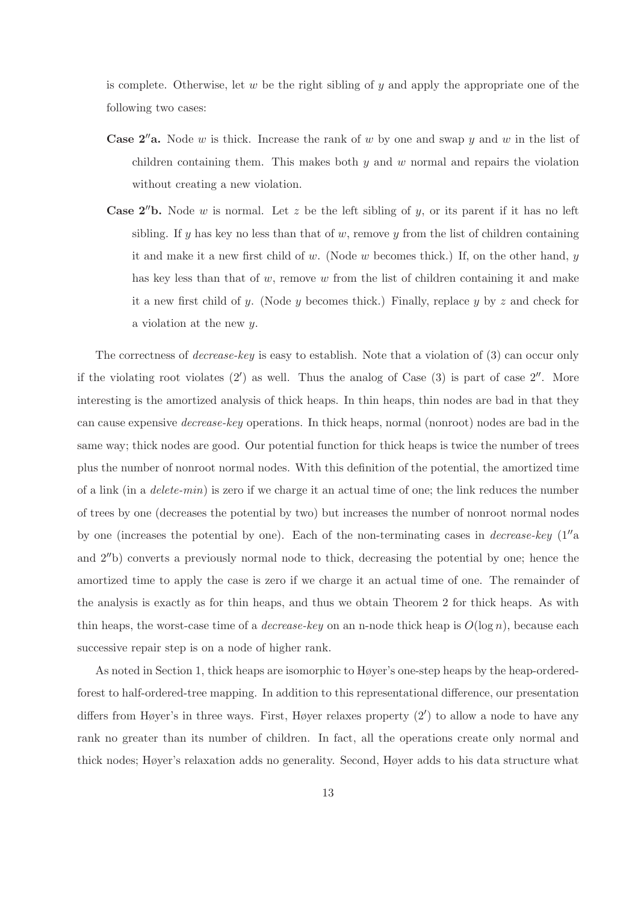is complete. Otherwise, let $w$ be the right sibling of $y$ and apply the appropriate one of the following two cases:

- **Case 2″a.** Node $w$ is thick. Increase the rank of $w$ by one and swap $y$ and $w$ in the list of children containing them. This makes both $y$ and $w$ normal and repairs the violation without creating a new violation.

- **Case 2″b.** Node $w$ is normal. Let $z$ be the left sibling of $y$, or its parent if it has no left sibling. If $y$ has key no less than that of $w$, remove $y$ from the list of children containing it and make it a new first child of $w$. (Node $w$ becomes thick.) If, on the other hand, $y$ has key less than that of $w$, remove $w$ from the list of children containing it and make it a new first child of $y$. (Node $y$ becomes thick.) Finally, replace $y$ by $z$ and check for a violation at the new $y$.

The correctness of *decrease-key* is easy to establish. Note that a violation of (3) can occur only if the violating root violates (2′) as well. Thus the analog of Case (3) is part of case 2″. More interesting is the amortized analysis of thick heaps. In thin heaps, thin nodes are bad in that they can cause expensive *decrease-key* operations. In thick heaps, normal (nonroot) nodes are bad in the same way; thick nodes are good. Our potential function for thick heaps is twice the number of trees plus the number of nonroot normal nodes. With this definition of the potential, the amortized time of a link (in a *delete-min*) is zero if we charge it an actual time of one; the link reduces the number of trees by one (decreases the potential by two) but increases the number of nonroot normal nodes by one (increases the potential by one). Each of the non-terminating cases in *decrease-key* (1″a and 2″b) converts a previously normal node to thick, decreasing the potential by one; hence the amortized time to apply the case is zero if we charge it an actual time of one. The remainder of the analysis is exactly as for thin heaps, and thus we obtain Theorem 2 for thick heaps. As with thin heaps, the worst-case time of a *decrease-key* on an n-node thick heap is $O(\log n)$, because each successive repair step is on a node of higher rank.

As noted in Section 1, thick heaps are isomorphic to Høyer's one-step heaps by the heap-ordered-forest to half-ordered-tree mapping. In addition to this representational difference, our presentation differs from Høyer's in three ways. First, Høyer relaxes property (2′) to allow a node to have any rank no greater than its number of children. In fact, all the operations create only normal and thick nodes; Høyer's relaxation adds no generality. Second, Høyer adds to his data structure what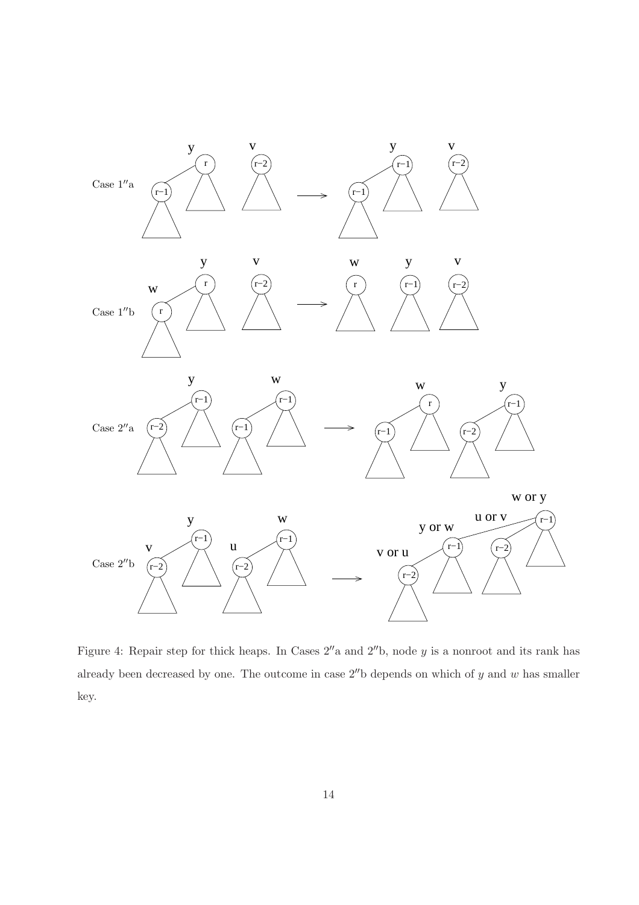Figure 4: Repair step for thick heaps. In Cases $2''$a and $2''$b, node $y$ is a nonroot and its rank has already been decreased by one. The outcome in case $2''$b depends on which of $y$ and $w$ has smaller key.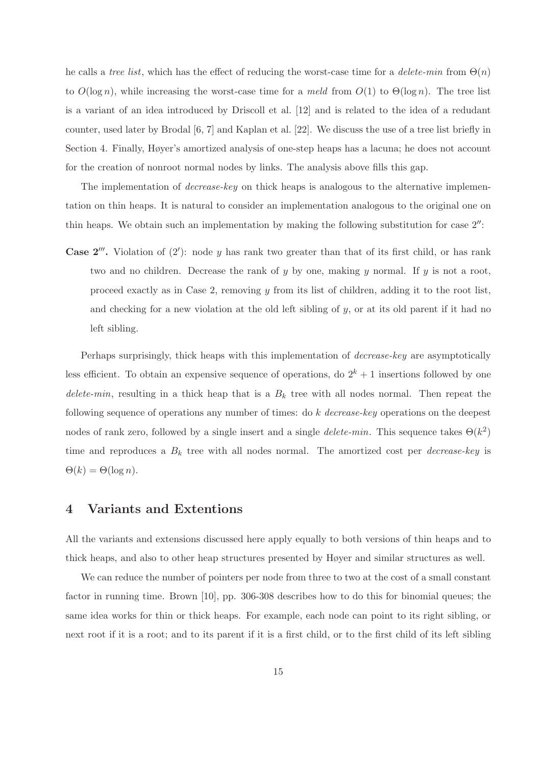he calls a *tree list*, which has the effect of reducing the worst-case time for a *delete-min* from $\Theta(n)$ to $O(\log n)$, while increasing the worst-case time for a *meld* from $O(1)$ to $\Theta(\log n)$. The tree list is a variant of an idea introduced by Driscoll et al. [12] and is related to the idea of a redudant counter, used later by Brodal [6, 7] and Kaplan et al. [22]. We discuss the use of a tree list briefly in Section 4. Finally, Høyer's amortized analysis of one-step heaps has a lacuna; he does not account for the creation of nonroot normal nodes by links. The analysis above fills this gap.

The implementation of *decrease-key* on thick heaps is analogous to the alternative implementation on thin heaps. It is natural to consider an implementation analogous to the original one on thin heaps. We obtain such an implementation by making the following substitution for case $2''$:

**Case $2'''$.** Violation of $(2')$: node $y$ has rank two greater than that of its first child, or has rank two and no children. Decrease the rank of $y$ by one, making $y$ normal. If $y$ is not a root, proceed exactly as in Case 2, removing $y$ from its list of children, adding it to the root list, and checking for a new violation at the old left sibling of $y$, or at its old parent if it had no left sibling.

Perhaps surprisingly, thick heaps with this implementation of *decrease-key* are asymptotically less efficient. To obtain an expensive sequence of operations, do $2^k + 1$ insertions followed by one *delete-min*, resulting in a thick heap that is a $B_k$ tree with all nodes normal. Then repeat the following sequence of operations any number of times: do $k$ *decrease-key* operations on the deepest nodes of rank zero, followed by a single insert and a single *delete-min*. This sequence takes $\Theta(k^2)$ time and reproduces a $B_k$ tree with all nodes normal. The amortized cost per *decrease-key* is $\Theta(k) = \Theta(\log n)$.

## 4 Variants and Extentions

All the variants and extensions discussed here apply equally to both versions of thin heaps and to thick heaps, and also to other heap structures presented by Høyer and similar structures as well.

We can reduce the number of pointers per node from three to two at the cost of a small constant factor in running time. Brown [10], pp. 306-308 describes how to do this for binomial queues; the same idea works for thin or thick heaps. For example, each node can point to its right sibling, or next root if it is a root; and to its parent if it is a first child, or to the first child of its left sibling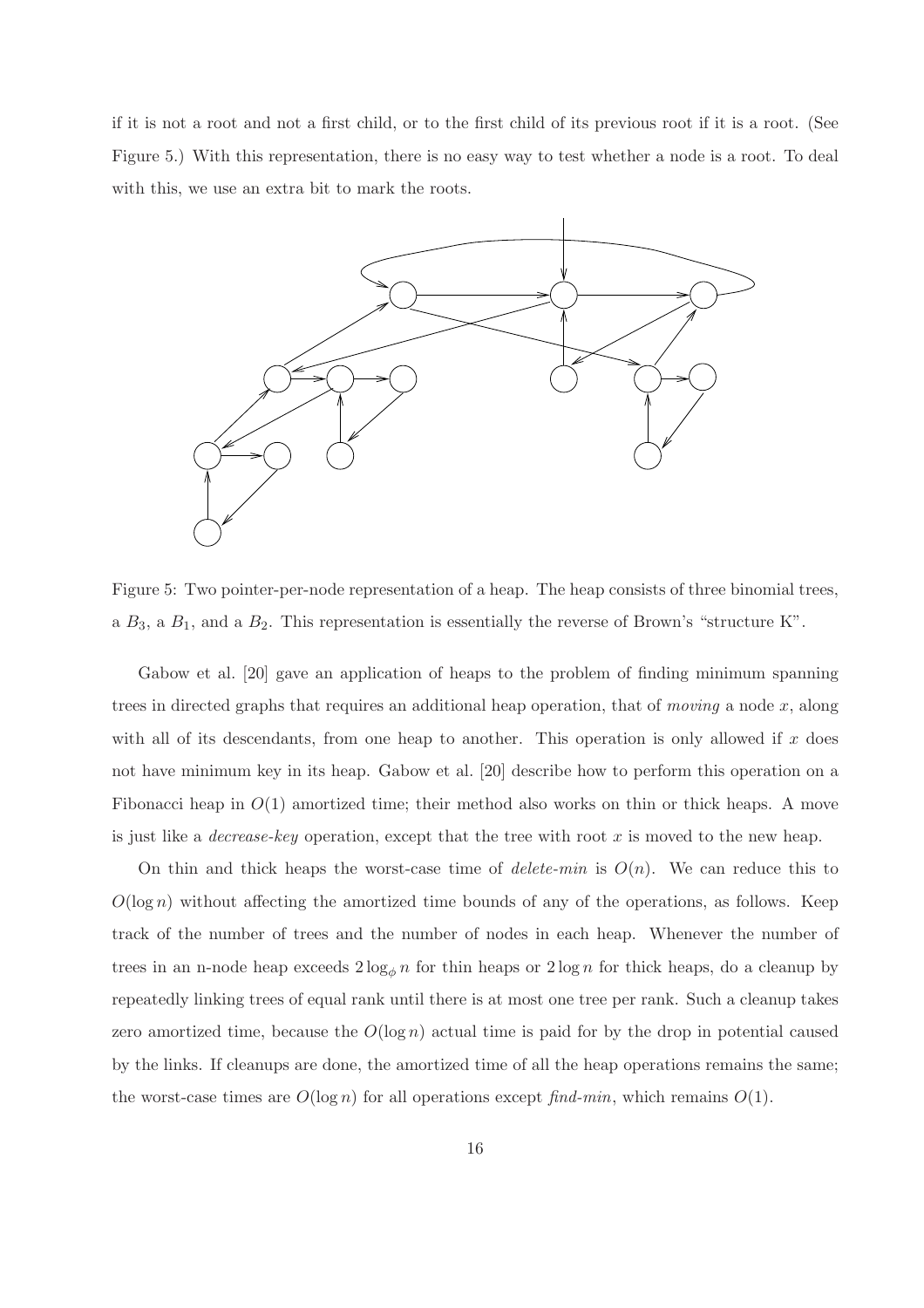if it is not a root and not a first child, or to the first child of its previous root if it is a root. (See Figure 5.) With this representation, there is no easy way to test whether a node is a root. To deal with this, we use an extra bit to mark the roots.

Figure 5: Two pointer-per-node representation of a heap. The heap consists of three binomial trees, a $B_3$, a $B_1$, and a $B_2$. This representation is essentially the reverse of Brown's "structure K".

Gabow et al. [20] gave an application of heaps to the problem of finding minimum spanning trees in directed graphs that requires an additional heap operation, that of *moving* a node $x$, along with all of its descendants, from one heap to another. This operation is only allowed if $x$ does not have minimum key in its heap. Gabow et al. [20] describe how to perform this operation on a Fibonacci heap in $O(1)$ amortized time; their method also works on thin or thick heaps. A move is just like a *decrease-key* operation, except that the tree with root $x$ is moved to the new heap.

On thin and thick heaps the worst-case time of *delete-min* is $O(n)$. We can reduce this to $O(\log n)$ without affecting the amortized time bounds of any of the operations, as follows. Keep track of the number of trees and the number of nodes in each heap. Whenever the number of trees in an n-node heap exceeds $2 \log_{\phi} n$ for thin heaps or $2 \log n$ for thick heaps, do a cleanup by repeatedly linking trees of equal rank until there is at most one tree per rank. Such a cleanup takes zero amortized time, because the $O(\log n)$ actual time is paid for by the drop in potential caused by the links. If cleanups are done, the amortized time of all the heap operations remains the same; the worst-case times are $O(\log n)$ for all operations except *find-min*, which remains $O(1)$.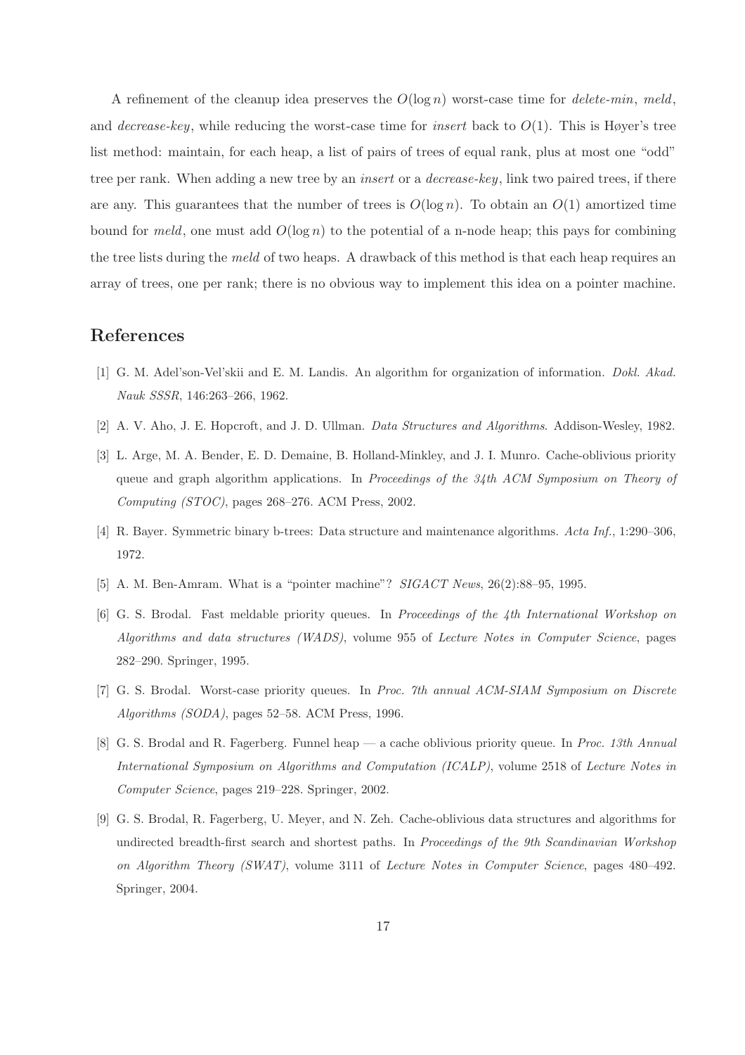A refinement of the cleanup idea preserves the $O(\log n)$ worst-case time for *delete-min*, *meld*, and *decrease-key*, while reducing the worst-case time for *insert* back to $O(1)$. This is Høyer's tree list method: maintain, for each heap, a list of pairs of trees of equal rank, plus at most one "odd" tree per rank. When adding a new tree by an *insert* or a *decrease-key*, link two paired trees, if there are any. This guarantees that the number of trees is $O(\log n)$. To obtain an $O(1)$ amortized time bound for *meld*, one must add $O(\log n)$ to the potential of a n-node heap; this pays for combining the tree lists during the *meld* of two heaps. A drawback of this method is that each heap requires an array of trees, one per rank; there is no obvious way to implement this idea on a pointer machine.

## References

[1] G. M. Adel'son-Vel'skii and E. M. Landis. An algorithm for organization of information. *Dokl. Akad. Nauk SSSR*, 146:263–266, 1962.

[2] A. V. Aho, J. E. Hopcroft, and J. D. Ullman. *Data Structures and Algorithms*. Addison-Wesley, 1982.

[3] L. Arge, M. A. Bender, E. D. Demaine, B. Holland-Minkley, and J. I. Munro. Cache-oblivious priority queue and graph algorithm applications. In *Proceedings of the 34th ACM Symposium on Theory of Computing (STOC)*, pages 268–276. ACM Press, 2002.

[4] R. Bayer. Symmetric binary b-trees: Data structure and maintenance algorithms. *Acta Inf.*, 1:290–306, 1972.

[5] A. M. Ben-Amram. What is a "pointer machine"? *SIGACT News*, 26(2):88–95, 1995.

[6] G. S. Brodal. Fast meldable priority queues. In *Proceedings of the 4th International Workshop on Algorithms and data structures (WADS)*, volume 955 of *Lecture Notes in Computer Science*, pages 282–290. Springer, 1995.

[7] G. S. Brodal. Worst-case priority queues. In *Proc. 7th annual ACM-SIAM Symposium on Discrete Algorithms (SODA)*, pages 52–58. ACM Press, 1996.

[8] G. S. Brodal and R. Fagerberg. Funnel heap — a cache oblivious priority queue. In *Proc. 13th Annual International Symposium on Algorithms and Computation (ICALP)*, volume 2518 of *Lecture Notes in Computer Science*, pages 219–228. Springer, 2002.

[9] G. S. Brodal, R. Fagerberg, U. Meyer, and N. Zeh. Cache-oblivious data structures and algorithms for undirected breadth-first search and shortest paths. In *Proceedings of the 9th Scandinavian Workshop on Algorithm Theory (SWAT)*, volume 3111 of *Lecture Notes in Computer Science*, pages 480–492. Springer, 2004.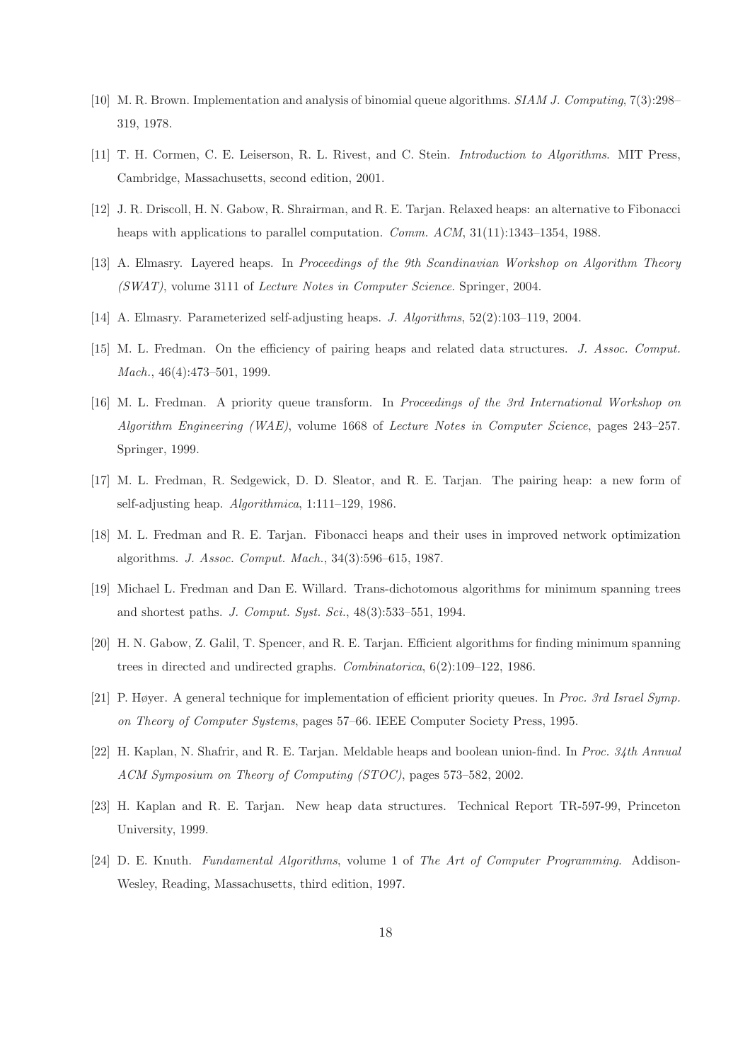[10] M. R. Brown. Implementation and analysis of binomial queue algorithms. *SIAM J. Computing*, 7(3):298–319, 1978.

[11] T. H. Cormen, C. E. Leiserson, R. L. Rivest, and C. Stein. *Introduction to Algorithms*. MIT Press, Cambridge, Massachusetts, second edition, 2001.

[12] J. R. Driscoll, H. N. Gabow, R. Shrairman, and R. E. Tarjan. Relaxed heaps: an alternative to Fibonacci heaps with applications to parallel computation. *Comm. ACM*, 31(11):1343–1354, 1988.

[13] A. Elmasry. Layered heaps. In *Proceedings of the 9th Scandinavian Workshop on Algorithm Theory (SWAT)*, volume 3111 of *Lecture Notes in Computer Science*. Springer, 2004.

[14] A. Elmasry. Parameterized self-adjusting heaps. *J. Algorithms*, 52(2):103–119, 2004.

[15] M. L. Fredman. On the efficiency of pairing heaps and related data structures. *J. Assoc. Comput. Mach.*, 46(4):473–501, 1999.

[16] M. L. Fredman. A priority queue transform. In *Proceedings of the 3rd International Workshop on Algorithm Engineering (WAE)*, volume 1668 of *Lecture Notes in Computer Science*, pages 243–257. Springer, 1999.

[17] M. L. Fredman, R. Sedgewick, D. D. Sleator, and R. E. Tarjan. The pairing heap: a new form of self-adjusting heap. *Algorithmica*, 1:111–129, 1986.

[18] M. L. Fredman and R. E. Tarjan. Fibonacci heaps and their uses in improved network optimization algorithms. *J. Assoc. Comput. Mach.*, 34(3):596–615, 1987.

[19] Michael L. Fredman and Dan E. Willard. Trans-dichotomous algorithms for minimum spanning trees and shortest paths. *J. Comput. Syst. Sci.*, 48(3):533–551, 1994.

[20] H. N. Gabow, Z. Galil, T. Spencer, and R. E. Tarjan. Efficient algorithms for finding minimum spanning trees in directed and undirected graphs. *Combinatorica*, 6(2):109–122, 1986.

[21] P. Høyer. A general technique for implementation of efficient priority queues. In *Proc. 3rd Israel Symp. on Theory of Computer Systems*, pages 57–66. IEEE Computer Society Press, 1995.

[22] H. Kaplan, N. Shafrir, and R. E. Tarjan. Meldable heaps and boolean union-find. In *Proc. 34th Annual ACM Symposium on Theory of Computing (STOC)*, pages 573–582, 2002.

[23] H. Kaplan and R. E. Tarjan. New heap data structures. Technical Report TR-597-99, Princeton University, 1999.

[24] D. E. Knuth. *Fundamental Algorithms*, volume 1 of *The Art of Computer Programming*. Addison-Wesley, Reading, Massachusetts, third edition, 1997.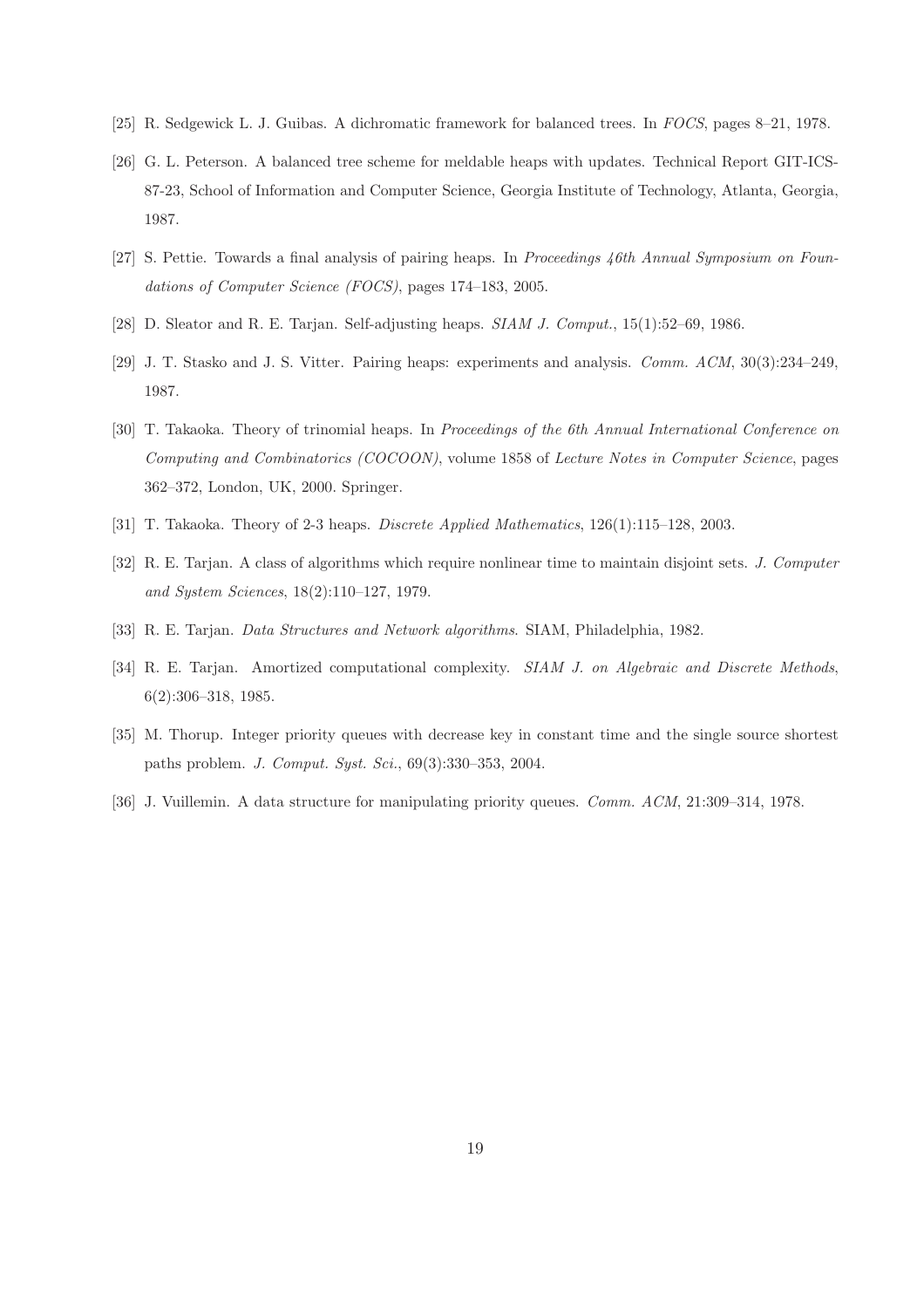[25] R. Sedgewick L. J. Guibas. A dichromatic framework for balanced trees. In *FOCS*, pages 8–21, 1978.

[26] G. L. Peterson. A balanced tree scheme for meldable heaps with updates. Technical Report GIT-ICS-87-23, School of Information and Computer Science, Georgia Institute of Technology, Atlanta, Georgia, 1987.

[27] S. Pettie. Towards a final analysis of pairing heaps. In *Proceedings 46th Annual Symposium on Foundations of Computer Science (FOCS)*, pages 174–183, 2005.

[28] D. Sleator and R. E. Tarjan. Self-adjusting heaps. *SIAM J. Comput.*, 15(1):52–69, 1986.

[29] J. T. Stasko and J. S. Vitter. Pairing heaps: experiments and analysis. *Comm. ACM*, 30(3):234–249, 1987.

[30] T. Takaoka. Theory of trinomial heaps. In *Proceedings of the 6th Annual International Conference on Computing and Combinatorics (COCOON)*, volume 1858 of *Lecture Notes in Computer Science*, pages 362–372, London, UK, 2000. Springer.

[31] T. Takaoka. Theory of 2-3 heaps. *Discrete Applied Mathematics*, 126(1):115–128, 2003.

[32] R. E. Tarjan. A class of algorithms which require nonlinear time to maintain disjoint sets. *J. Computer and System Sciences*, 18(2):110–127, 1979.

[33] R. E. Tarjan. *Data Structures and Network algorithms*. SIAM, Philadelphia, 1982.

[34] R. E. Tarjan. Amortized computational complexity. *SIAM J. on Algebraic and Discrete Methods*, 6(2):306–318, 1985.

[35] M. Thorup. Integer priority queues with decrease key in constant time and the single source shortest paths problem. *J. Comput. Syst. Sci.*, 69(3):330–353, 2004.

[36] J. Vuillemin. A data structure for manipulating priority queues. *Comm. ACM*, 21:309–314, 1978.